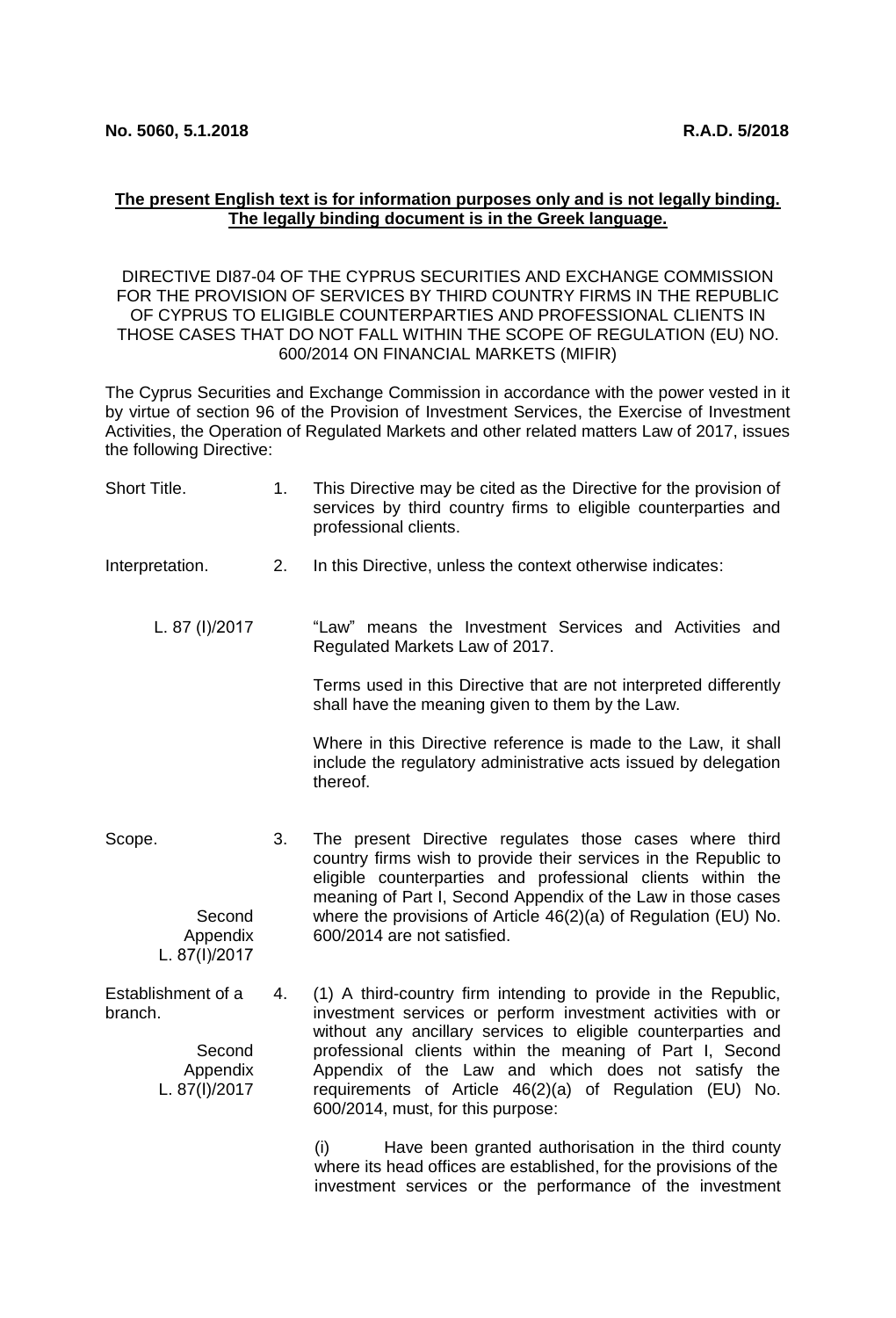**No. 5060, 5.1.2018** **R.A.D. 5/2018**

**The present English text is for information purposes only and is not legally binding. The legally binding document is in the Greek language.**

DIRECTIVE DI87-04 OF THE CYPRUS SECURITIES AND EXCHANGE COMMISSION FOR THE PROVISION OF SERVICES BY THIRD COUNTRY FIRMS IN THE REPUBLIC OF CYPRUS TO ELIGIBLE COUNTERPARTIES AND PROFESSIONAL CLIENTS IN THOSE CASES THAT DO NOT FALL WITHIN THE SCOPE OF REGULATION (EU) NO. 600/2014 ON FINANCIAL MARKETS (MIFIR)

The Cyprus Securities and Exchange Commission in accordance with the power vested in it by virtue of section 96 of the Provision of Investment Services, the Exercise of Investment Activities, the Operation of Regulated Markets and other related matters Law of 2017, issues the following Directive:

Short Title.

1. This Directive may be cited as the Directive for the provision of services by third country firms to eligible counterparties and professional clients.

Interpretation.

2. In this Directive, unless the context otherwise indicates:

L. 87 (I)/2017

"Law" means the Investment Services and Activities and Regulated Markets Law of 2017.

Terms used in this Directive that are not interpreted differently shall have the meaning given to them by the Law.

Where in this Directive reference is made to the Law, it shall include the regulatory administrative acts issued by delegation thereof.

Scope.

Second Appendix L. 87(I)/2017

3. The present Directive regulates those cases where third country firms wish to provide their services in the Republic to eligible counterparties and professional clients within the meaning of Part I, Second Appendix of the Law in those cases where the provisions of Article 46(2)(a) of Regulation (EU) No. 600/2014 are not satisfied.

Establishment of a branch.

Second Appendix L. 87(I)/2017

4. (1) A third-country firm intending to provide in the Republic, investment services or perform investment activities with or without any ancillary services to eligible counterparties and professional clients within the meaning of Part I, Second Appendix of the Law and which does not satisfy the requirements of Article 46(2)(a) of Regulation (EU) No. 600/2014, must, for this purpose:

(i) Have been granted authorisation in the third county where its head offices are established, for the provisions of the investment services or the performance of the investment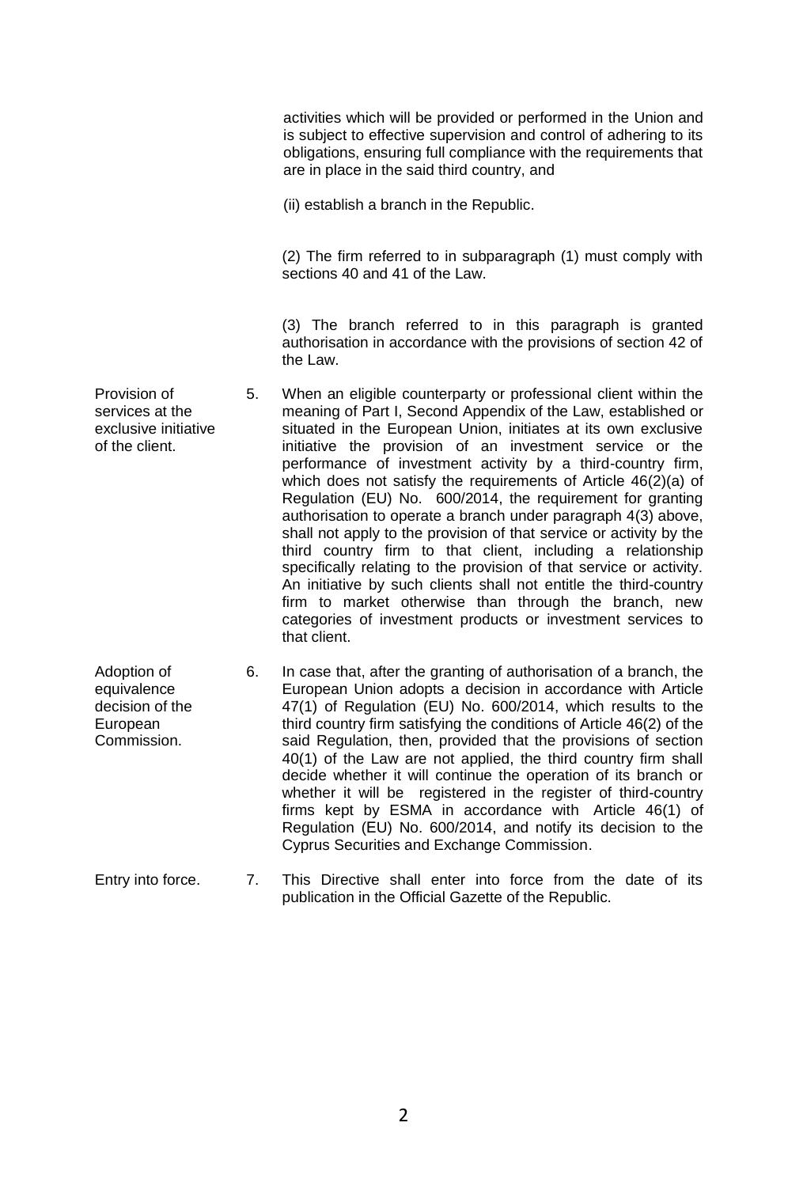activities which will be provided or performed in the Union and is subject to effective supervision and control of adhering to its obligations, ensuring full compliance with the requirements that are in place in the said third country, and

(ii) establish a branch in the Republic.

(2) The firm referred to in subparagraph (1) must comply with sections 40 and 41 of the Law.

(3) The branch referred to in this paragraph is granted authorisation in accordance with the provisions of section 42 of the Law.

**Provision of services at the exclusive initiative of the client.**

5. When an eligible counterparty or professional client within the meaning of Part I, Second Appendix of the Law, established or situated in the European Union, initiates at its own exclusive initiative the provision of an investment service or the performance of investment activity by a third-country firm, which does not satisfy the requirements of Article 46(2)(a) of Regulation (EU) No. 600/2014, the requirement for granting authorisation to operate a branch under paragraph 4(3) above, shall not apply to the provision of that service or activity by the third country firm to that client, including a relationship specifically relating to the provision of that service or activity. An initiative by such clients shall not entitle the third-country firm to market otherwise than through the branch, new categories of investment products or investment services to that client.

**Adoption of equivalence decision of the European Commission.**

6. In case that, after the granting of authorisation of a branch, the European Union adopts a decision in accordance with Article 47(1) of Regulation (EU) No. 600/2014, which results to the third country firm satisfying the conditions of Article 46(2) of the said Regulation, then, provided that the provisions of section 40(1) of the Law are not applied, the third country firm shall decide whether it will continue the operation of its branch or whether it will be registered in the register of third-country firms kept by ESMA in accordance with Article 46(1) of Regulation (EU) No. 600/2014, and notify its decision to the Cyprus Securities and Exchange Commission.

**Entry into force.**

7. This Directive shall enter into force from the date of its publication in the Official Gazette of the Republic.